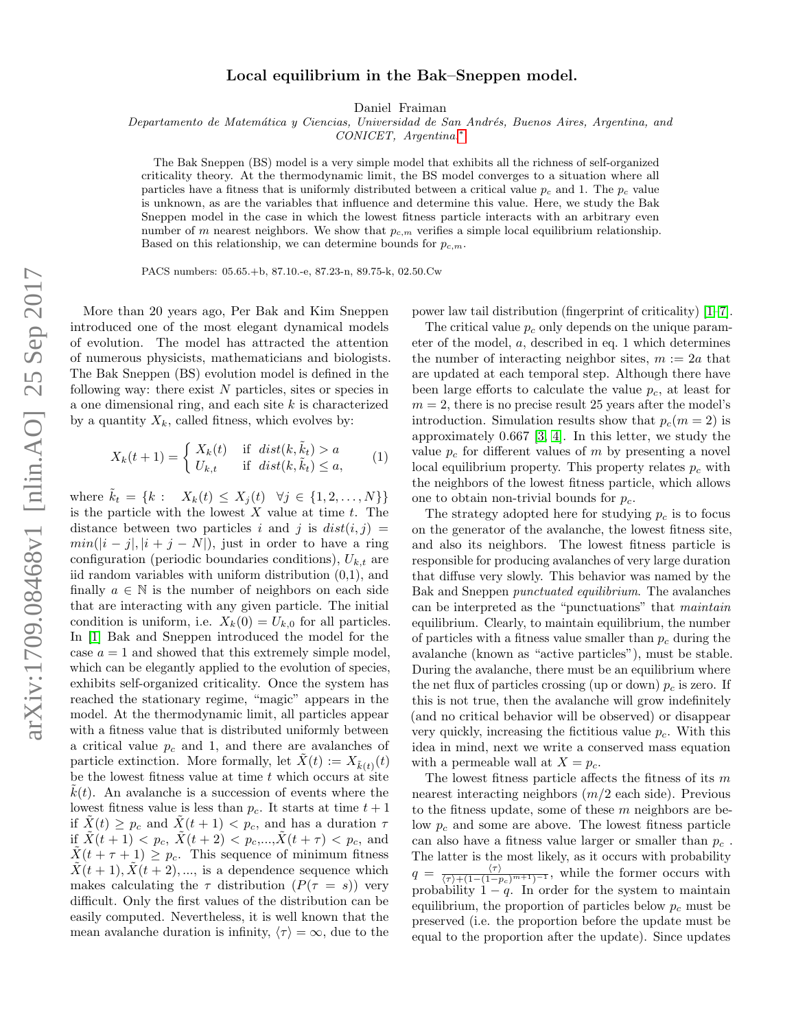# Local equilibrium in the Bak–Sneppen model.

Daniel Fraiman

*Departamento de Matemática y Ciencias, Universidad de San Andrés, Buenos Aires, Argentina, and CONICET, Argentina.*[*]

The Bak Sneppen (BS) model is a very simple model that exhibits all the richness of self-organized criticality theory. At the thermodynamic limit, the BS model converges to a situation where all particles have a fitness that is uniformly distributed between a critical value $p_c$ and 1. The $p_c$ value is unknown, as are the variables that influence and determine this value. Here, we study the Bak Sneppen model in the case in which the lowest fitness particle interacts with an arbitrary even number of $m$ nearest neighbors. We show that $p_{c,m}$ verifies a simple local equilibrium relationship. Based on this relationship, we can determine bounds for $p_{c,m}$.

PACS numbers: 05.65.+b, 87.10.-e, 87.23-n, 89.75-k, 02.50.Cw

More than 20 years ago, Per Bak and Kim Sneppen introduced one of the most elegant dynamical models of evolution. The model has attracted the attention of numerous physicists, mathematicians and biologists. The Bak Sneppen (BS) evolution model is defined in the following way: there exist $N$ particles, sites or species in a one dimensional ring, and each site $k$ is characterized by a quantity $X_k$, called fitness, which evolves by:

$$X_k(t+1) = \begin{cases} X_k(t) & \text{if } \; dist(k, \tilde{k}_t) > a \\ U_{k,t} & \text{if } \; dist(k, \tilde{k}_t) \leq a, \end{cases} \tag{1}$$

where $\tilde{k}_t = \{k : \quad X_k(t) \leq X_j(t) \quad \forall j \in \{1, 2, \ldots, N\}\}$ is the particle with the lowest $X$ value at time $t$. The distance between two particles $i$ and $j$ is $dist(i,j) = min(|i-j|, |i+j-N|)$, just in order to have a ring configuration (periodic boundaries conditions), $U_{k,t}$ are iid random variables with uniform distribution (0,1), and finally $a \in \mathbb{N}$ is the number of neighbors on each side that are interacting with any given particle. The initial condition is uniform, i.e. $X_k(0) = U_{k,0}$ for all particles. In [1] Bak and Sneppen introduced the model for the case $a = 1$ and showed that this extremely simple model, which can be elegantly applied to the evolution of species, exhibits self-organized criticality. Once the system has reached the stationary regime, "magic" appears in the model. At the thermodynamic limit, all particles appear with a fitness value that is distributed uniformly between a critical value $p_c$ and 1, and there are avalanches of particle extinction. More formally, let $\tilde{X}(t) := X_{\tilde{k}(t)}(t)$ be the lowest fitness value at time $t$ which occurs at site $\tilde{k}(t)$. An avalanche is a succession of events where the lowest fitness value is less than $p_c$. It starts at time $t+1$ if $\tilde{X}(t) \geq p_c$ and $\tilde{X}(t+1) < p_c$, and has a duration $\tau$ if $\tilde{X}(t+1) < p_c$, $\tilde{X}(t+2) < p_c$,...,$\tilde{X}(t+\tau) < p_c$, and $\tilde{X}(t+\tau+1) \geq p_c$. This sequence of minimum fitness $\tilde{X}(t+1), \tilde{X}(t+2), \ldots$, is a dependence sequence which makes calculating the $\tau$ distribution ($P(\tau = s)$) very difficult. Only the first values of the distribution can be easily computed. Nevertheless, it is well known that the mean avalanche duration is infinity, $\langle \tau \rangle = \infty$, due to the power law tail distribution (fingerprint of criticality) [1–7].

The critical value $p_c$ only depends on the unique parameter of the model, $a$, described in eq. 1 which determines the number of interacting neighbor sites, $m := 2a$ that are updated at each temporal step. Although there have been large efforts to calculate the value $p_c$, at least for $m = 2$, there is no precise result 25 years after the model's introduction. Simulation results show that $p_c(m = 2)$ is approximately 0.667 [3, 4]. In this letter, we study the value $p_c$ for different values of $m$ by presenting a novel local equilibrium property. This property relates $p_c$ with the neighbors of the lowest fitness particle, which allows one to obtain non-trivial bounds for $p_c$.

The strategy adopted here for studying $p_c$ is to focus on the generator of the avalanche, the lowest fitness site, and also its neighbors. The lowest fitness particle is responsible for producing avalanches of very large duration that diffuse very slowly. This behavior was named by the Bak and Sneppen *punctuated equilibrium*. The avalanches can be interpreted as the "punctuations" that *maintain* equilibrium. Clearly, to maintain equilibrium, the number of particles with a fitness value smaller than $p_c$ during the avalanche (known as "active particles"), must be stable. During the avalanche, there must be an equilibrium where the net flux of particles crossing (up or down) $p_c$ is zero. If this is not true, then the avalanche will grow indefinitely (and no critical behavior will be observed) or disappear very quickly, increasing the fictitious value $p_c$. With this idea in mind, next we write a conserved mass equation with a permeable wall at $X = p_c$.

The lowest fitness particle affects the fitness of its $m$ nearest interacting neighbors ($m/2$ each side). Previous to the fitness update, some of these $m$ neighbors are below $p_c$ and some are above. The lowest fitness particle can also have a fitness value larger or smaller than $p_c$. The latter is the most likely, as it occurs with probability $q = \frac{\langle \tau \rangle}{\langle \tau \rangle + (1-(1-p_c)^{m+1})^{-1}}$, while the former occurs with probability $1 - q$. In order for the system to maintain equilibrium, the proportion of particles below $p_c$ must be preserved (i.e. the proportion before the update must be equal to the proportion after the update). Since updates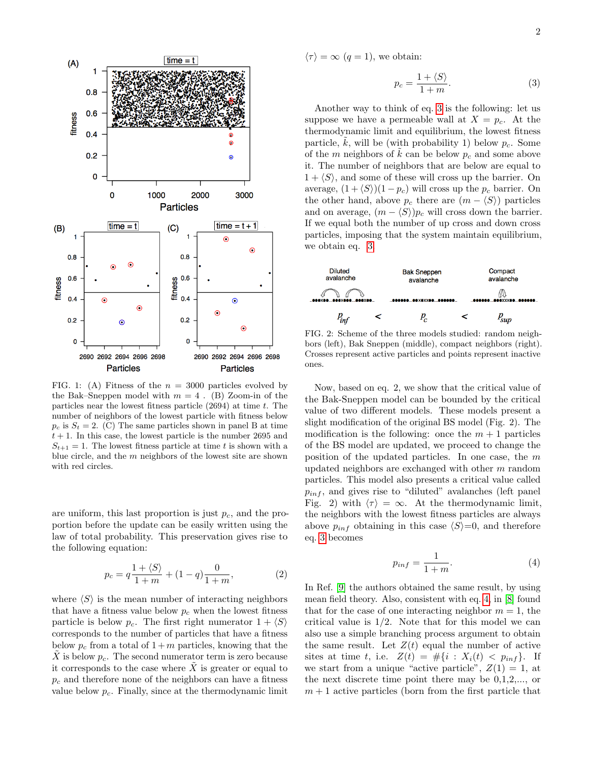FIG. 1: (A) Fitness of the $n = 3000$ particles evolved by the Bak–Sneppen model with $m = 4$ . (B) Zoom-in of the particles near the lowest fitness particle (2694) at time $t$. The number of neighbors of the lowest particle with fitness below $p_c$ is $S_t = 2$. (C) The same particles shown in panel B at time $t + 1$. In this case, the lowest particle is the number 2695 and $S_{t+1} = 1$. The lowest fitness particle at time $t$ is shown with a blue circle, and the $m$ neighbors of the lowest site are shown with red circles.

are uniform, this last proportion is just $p_c$, and the proportion before the update can be easily written using the law of total probability. This preservation gives rise to the following equation:

$$p_c = q\frac{1 + \langle S\rangle}{1 + m} + (1 - q)\frac{0}{1 + m}, \tag{2}$$

where $\langle S\rangle$ is the mean number of interacting neighbors that have a fitness value below $p_c$ when the lowest fitness particle is below $p_c$. The first right numerator $1 + \langle S\rangle$ corresponds to the number of particles that have a fitness below $p_c$ from a total of $1+m$ particles, knowing that the $\tilde{X}$ is below $p_c$. The second numerator term is zero because it corresponds to the case where $\tilde{X}$ is greater or equal to $p_c$ and therefore none of the neighbors can have a fitness value below $p_c$. Finally, since at the thermodynamic limit $\langle \tau\rangle = \infty$ $(q = 1)$, we obtain:

$$p_c = \frac{1 + \langle S\rangle}{1 + m}. \tag{3}$$

Another way to think of eq. 3 is the following: let us suppose we have a permeable wall at $X = p_c$. At the thermodynamic limit and equilibrium, the lowest fitness particle, $\tilde{k}$, will be (with probability 1) below $p_c$. Some of the $m$ neighbors of $\tilde{k}$ can be below $p_c$ and some above it. The number of neighbors that are below are equal to $1 + \langle S\rangle$, and some of these will cross up the barrier. On average, $(1 + \langle S\rangle)(1 - p_c)$ will cross up the $p_c$ barrier. On the other hand, above $p_c$ there are $(m - \langle S\rangle)$ particles and on average, $(m - \langle S\rangle)p_c$ will cross down the barrier. If we equal both the number of up cross and down cross particles, imposing that the system maintain equilibrium, we obtain eq. 3

FIG. 2: Scheme of the three models studied: random neighbors (left), Bak Sneppen (middle), compact neighbors (right). Crosses represent active particles and points represent inactive ones.

Now, based on eq. 2, we show that the critical value of the Bak-Sneppen model can be bounded by the critical value of two different models. These models present a slight modification of the original BS model (Fig. 2). The modification is the following: once the $m + 1$ particles of the BS model are updated, we proceed to change the position of the updated particles. In one case, the $m$ updated neighbors are exchanged with other $m$ random particles. This model also presents a critical value called $p_{inf}$, and gives rise to "diluted" avalanches (left panel Fig. 2) with $\langle \tau\rangle = \infty$. At the thermodynamic limit, the neighbors with the lowest fitness particles are always above $p_{inf}$ obtaining in this case $\langle S\rangle$=0, and therefore eq. 3 becomes

$$p_{inf} = \frac{1}{1 + m}. \tag{4}$$

In Ref. [9] the authors obtained the same result, by using mean field theory. Also, consistent with eq. 4, in [8] found that for the case of one interacting neighbor $m = 1$, the critical value is 1/2. Note that for this model we can also use a simple branching process argument to obtain the same result. Let $Z(t)$ equal the number of active sites at time $t$, i.e. $Z(t) = \#\{i : X_i(t) < p_{inf}\}$. If we start from a unique "active particle", $Z(1) = 1$, at the next discrete time point there may be 0,1,2,..., or $m + 1$ active particles (born from the first particle that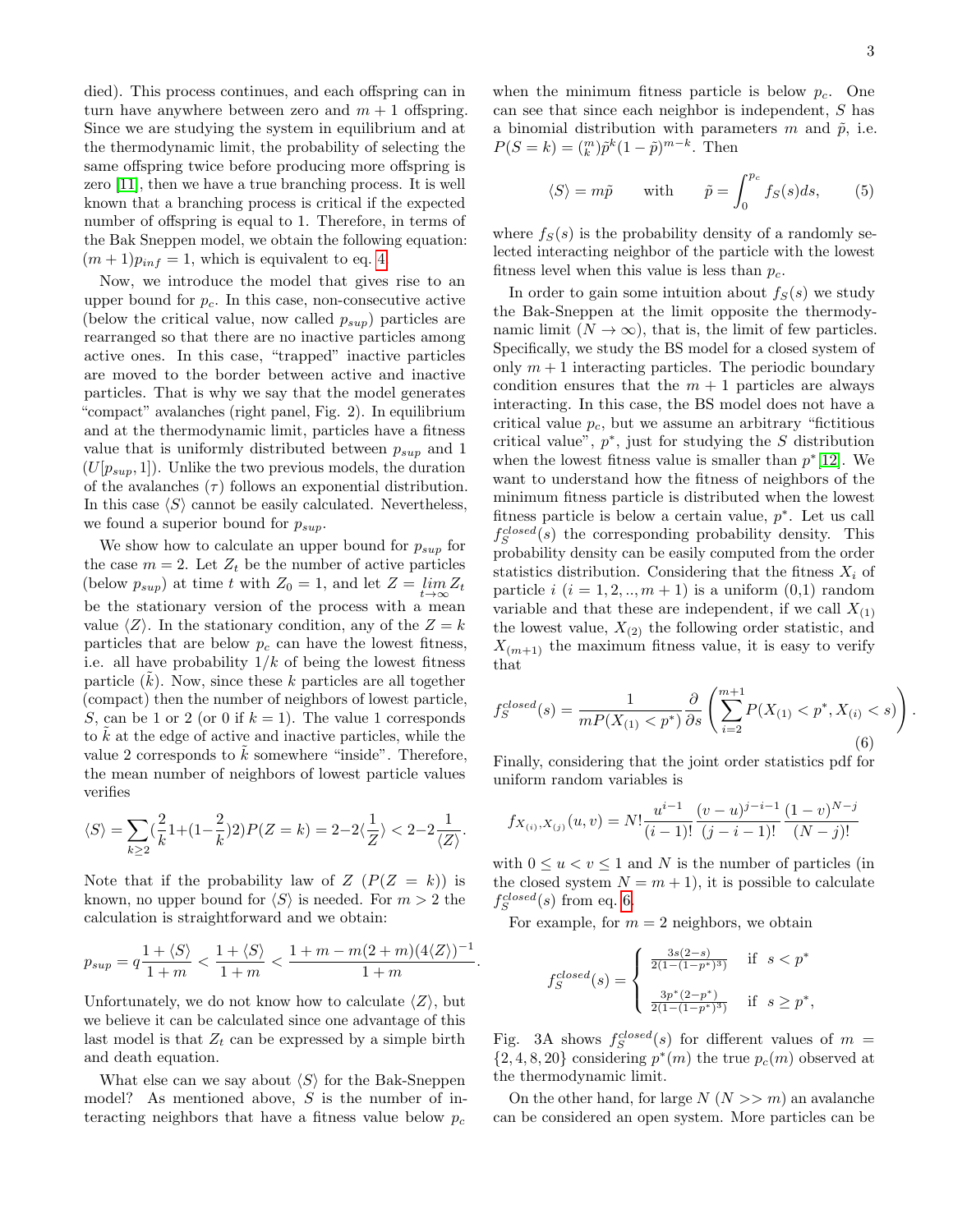died). This process continues, and each offspring can in turn have anywhere between zero and $m+1$ offspring. Since we are studying the system in equilibrium and at the thermodynamic limit, the probability of selecting the same offspring twice before producing more offspring is zero [11], then we have a true branching process. It is well known that a branching process is critical if the expected number of offspring is equal to 1. Therefore, in terms of the Bak Sneppen model, we obtain the following equation: $(m+1)p_{inf} = 1$, which is equivalent to eq. 4.

Now, we introduce the model that gives rise to an upper bound for $p_c$. In this case, non-consecutive active (below the critical value, now called $p_{sup}$) particles are rearranged so that there are no inactive particles among active ones. In this case, "trapped" inactive particles are moved to the border between active and inactive particles. That is why we say that the model generates "compact" avalanches (right panel, Fig. 2). In equilibrium and at the thermodynamic limit, particles have a fitness value that is uniformly distributed between $p_{sup}$ and 1 ($U[p_{sup}, 1]$). Unlike the two previous models, the duration of the avalanches ($\tau$) follows an exponential distribution. In this case $\langle S \rangle$ cannot be easily calculated. Nevertheless, we found a superior bound for $p_{sup}$.

We show how to calculate an upper bound for $p_{sup}$ for the case $m = 2$. Let $Z_t$ be the number of active particles (below $p_{sup}$) at time $t$ with $Z_0 = 1$, and let $Z = \lim_{t\to\infty} Z_t$ be the stationary version of the process with a mean value $\langle Z \rangle$. In the stationary condition, any of the $Z = k$ particles that are below $p_c$ can have the lowest fitness, i.e. all have probability $1/k$ of being the lowest fitness particle ($\tilde{k}$). Now, since these $k$ particles are all together (compact) then the number of neighbors of lowest particle, $S$, can be 1 or 2 (or 0 if $k = 1$). The value 1 corresponds to $\tilde{k}$ at the edge of active and inactive particles, while the value 2 corresponds to $\tilde{k}$ somewhere "inside". Therefore, the mean number of neighbors of lowest particle values verifies

$$\langle S \rangle = \sum_{k\geq 2} (\frac{2}{k}1 + (1-\frac{2}{k})2) P(Z = k) = 2 - 2\langle \frac{1}{Z} \rangle < 2 - 2\frac{1}{\langle Z \rangle}.$$

Note that if the probability law of $Z$ ($P(Z = k)$) is known, no upper bound for $\langle S \rangle$ is needed. For $m > 2$ the calculation is straightforward and we obtain:

$$p_{sup} = q\frac{1+\langle S \rangle}{1+m} < \frac{1+\langle S \rangle}{1+m} < \frac{1+m-m(2+m)(4\langle Z \rangle)^{-1}}{1+m}.$$

Unfortunately, we do not know how to calculate $\langle Z \rangle$, but we believe it can be calculated since one advantage of this last model is that $Z_t$ can be expressed by a simple birth and death equation.

What else can we say about $\langle S \rangle$ for the Bak-Sneppen model? As mentioned above, $S$ is the number of interacting neighbors that have a fitness value below $p_c$ when the minimum fitness particle is below $p_c$. One can see that since each neighbor is independent, $S$ has a binomial distribution with parameters $m$ and $\tilde{p}$, i.e. $P(S = k) = \binom{m}{k}\tilde{p}^k(1-\tilde{p})^{m-k}$. Then

$$\langle S \rangle = m\tilde{p} \qquad \text{with} \qquad \tilde{p} = \int_0^{p_c} f_S(s)ds, \tag{5}$$

where $f_S(s)$ is the probability density of a randomly selected interacting neighbor of the particle with the lowest fitness level when this value is less than $p_c$.

In order to gain some intuition about $f_S(s)$ we study the Bak-Sneppen at the limit opposite the thermodynamic limit ($N \to \infty$), that is, the limit of few particles. Specifically, we study the BS model for a closed system of only $m+1$ interacting particles. The periodic boundary condition ensures that the $m+1$ particles are always interacting. In this case, the BS model does not have a critical value $p_c$, but we assume an arbitrary "fictitious critical value", $p^*$, just for studying the $S$ distribution when the lowest fitness value is smaller than $p^*$ [12]. We want to understand how the fitness of neighbors of the minimum fitness particle is distributed when the lowest fitness particle is below a certain value, $p^*$. Let us call $f_S^{closed}(s)$ the corresponding probability density. This probability density can be easily computed from the order statistics distribution. Considering that the fitness $X_i$ of particle $i$ ($i = 1, 2, .., m+1$) is a uniform (0,1) random variable and that these are independent, if we call $X_{(1)}$ the lowest value, $X_{(2)}$ the following order statistic, and $X_{(m+1)}$ the maximum fitness value, it is easy to verify that

$$f_S^{closed}(s) = \frac{1}{mP(X_{(1)} < p^*)}\frac{\partial}{\partial s}\left(\sum_{i=2}^{m+1} P(X_{(1)} < p^*, X_{(i)} < s)\right). \tag{6}$$

Finally, considering that the joint order statistics pdf for uniform random variables is

$$f_{X_{(i)},X_{(j)}}(u, v) = N!\frac{u^{i-1}}{(i-1)!}\frac{(v-u)^{j-i-1}}{(j-i-1)!}\frac{(1-v)^{N-j}}{(N-j)!}$$

with $0 \leq u < v \leq 1$ and $N$ is the number of particles (in the closed system $N = m+1$), it is possible to calculate $f_S^{closed}(s)$ from eq. 6.

For example, for $m = 2$ neighbors, we obtain

$$f_S^{closed}(s) = \begin{cases} \frac{3s(2-s)}{2(1-(1-p^*)^3)} & \text{if } s < p^* \\ \\ \frac{3p^*(2-p^*)}{2(1-(1-p^*)^3)} & \text{if } s \geq p^*, \end{cases}$$

Fig. 3A shows $f_S^{closed}(s)$ for different values of $m = \{2, 4, 8, 20\}$ considering $p^*(m)$ the true $p_c(m)$ observed at the thermodynamic limit.

On the other hand, for large $N$ ($N >> m$) an avalanche can be considered an open system. More particles can be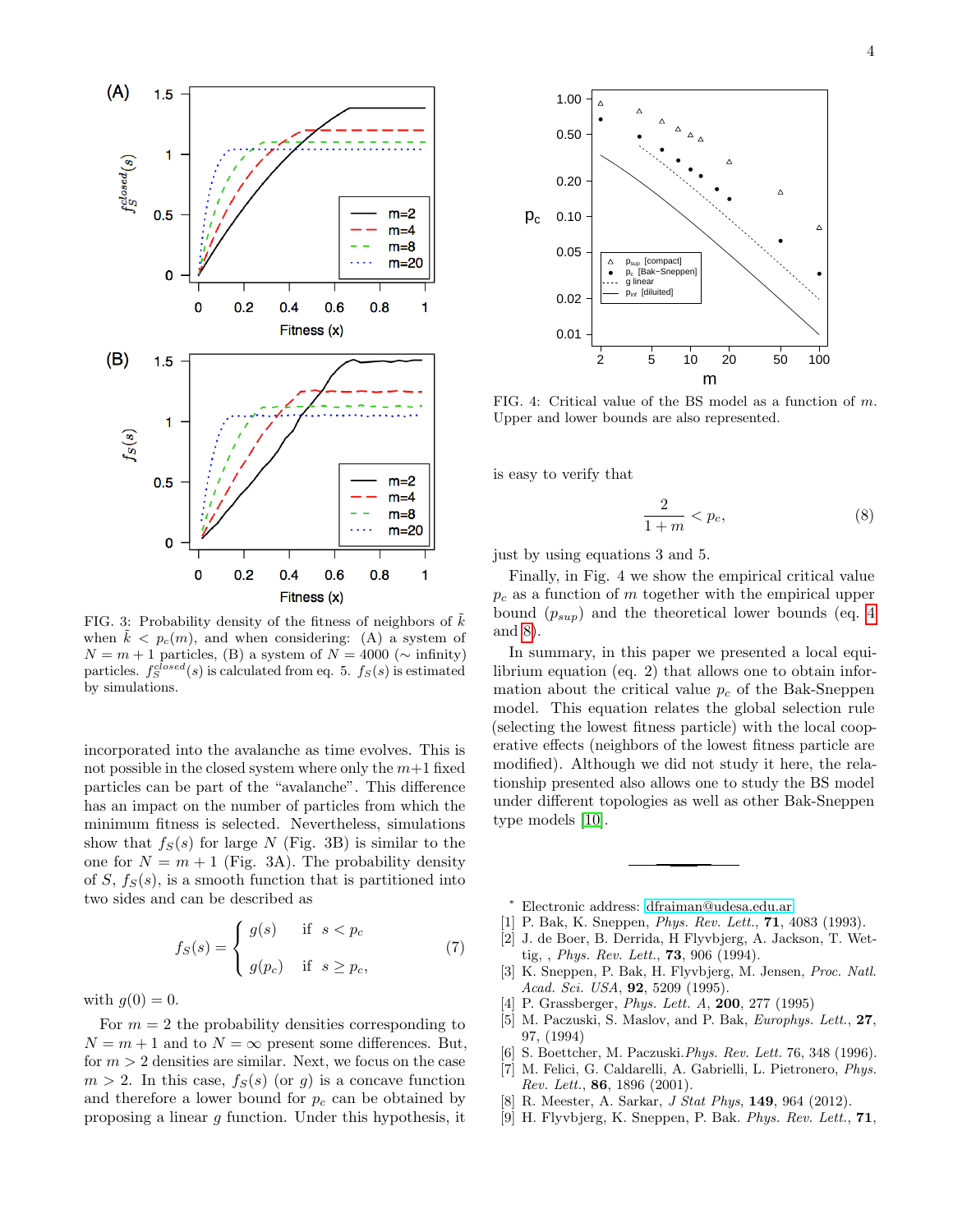FIG. 3: Probability density of the fitness of neighbors of $\tilde{k}$ when $\tilde{k} < p_c(m)$, and when considering: (A) a system of $N = m+1$ particles, (B) a system of $N = 4000$ ($\sim$ infinity) particles. $f_S^{closed}(s)$ is calculated from eq. 5. $f_S(s)$ is estimated by simulations.

incorporated into the avalanche as time evolves. This is not possible in the closed system where only the $m+1$ fixed particles can be part of the "avalanche". This difference has an impact on the number of particles from which the minimum fitness is selected. Nevertheless, simulations show that $f_S(s)$ for large $N$ (Fig. 3B) is similar to the one for $N = m+1$ (Fig. 3A). The probability density of $S$, $f_S(s)$, is a smooth function that is partitioned into two sides and can be described as

$$f_S(s) = \begin{cases} g(s) & \text{if } s < p_c \\ g(p_c) & \text{if } s \geq p_c, \end{cases} \tag{7}$$

with $g(0) = 0$.

For $m = 2$ the probability densities corresponding to $N = m+1$ and to $N = \infty$ present some differences. But, for $m > 2$ densities are similar. Next, we focus on the case $m > 2$. In this case, $f_S(s)$ (or $g$) is a concave function and therefore a lower bound for $p_c$ can be obtained by proposing a linear $g$ function. Under this hypothesis, it is easy to verify that

$$\frac{2}{1+m} < p_c, \tag{8}$$

just by using equations 3 and 5.

Finally, in Fig. 4 we show the empirical critical value $p_c$ as a function of $m$ together with the empirical upper bound ($p_{sup}$) and the theoretical lower bounds (eq. 4 and 8).

In summary, in this paper we presented a local equilibrium equation (eq. 2) that allows one to obtain information about the critical value $p_c$ of the Bak-Sneppen model. This equation relates the global selection rule (selecting the lowest fitness particle) with the local cooperative effects (neighbors of the lowest fitness particle are modified). Although we did not study it here, the relationship presented also allows one to study the BS model under different topologies as well as other Bak-Sneppen type models [10].

FIG. 4: Critical value of the BS model as a function of $m$. Upper and lower bounds are also represented.

---

* Electronic address: dfraiman@udesa.edu.ar

[1] P. Bak, K. Sneppen, *Phys. Rev. Lett.*, **71**, 4083 (1993).

[2] J. de Boer, B. Derrida, H Flyvbjerg, A. Jackson, T. Wettig, , *Phys. Rev. Lett.*, **73**, 906 (1994).

[3] K. Sneppen, P. Bak, H. Flyvbjerg, M. Jensen, *Proc. Natl. Acad. Sci. USA*, **92**, 5209 (1995).

[4] P. Grassberger, *Phys. Lett. A*, **200**, 277 (1995)

[5] M. Paczuski, S. Maslov, and P. Bak, *Europhys. Lett.*, **27**, 97, (1994)

[6] S. Boettcher, M. Paczuski.*Phys. Rev. Lett.* 76, 348 (1996).

[7] M. Felici, G. Caldarelli, A. Gabrielli, L. Pietronero, *Phys. Rev. Lett.*, **86**, 1896 (2001).

[8] R. Meester, A. Sarkar, *J Stat Phys*, **149**, 964 (2012).

[9] H. Flyvbjerg, K. Sneppen, P. Bak. *Phys. Rev. Lett.*, **71**,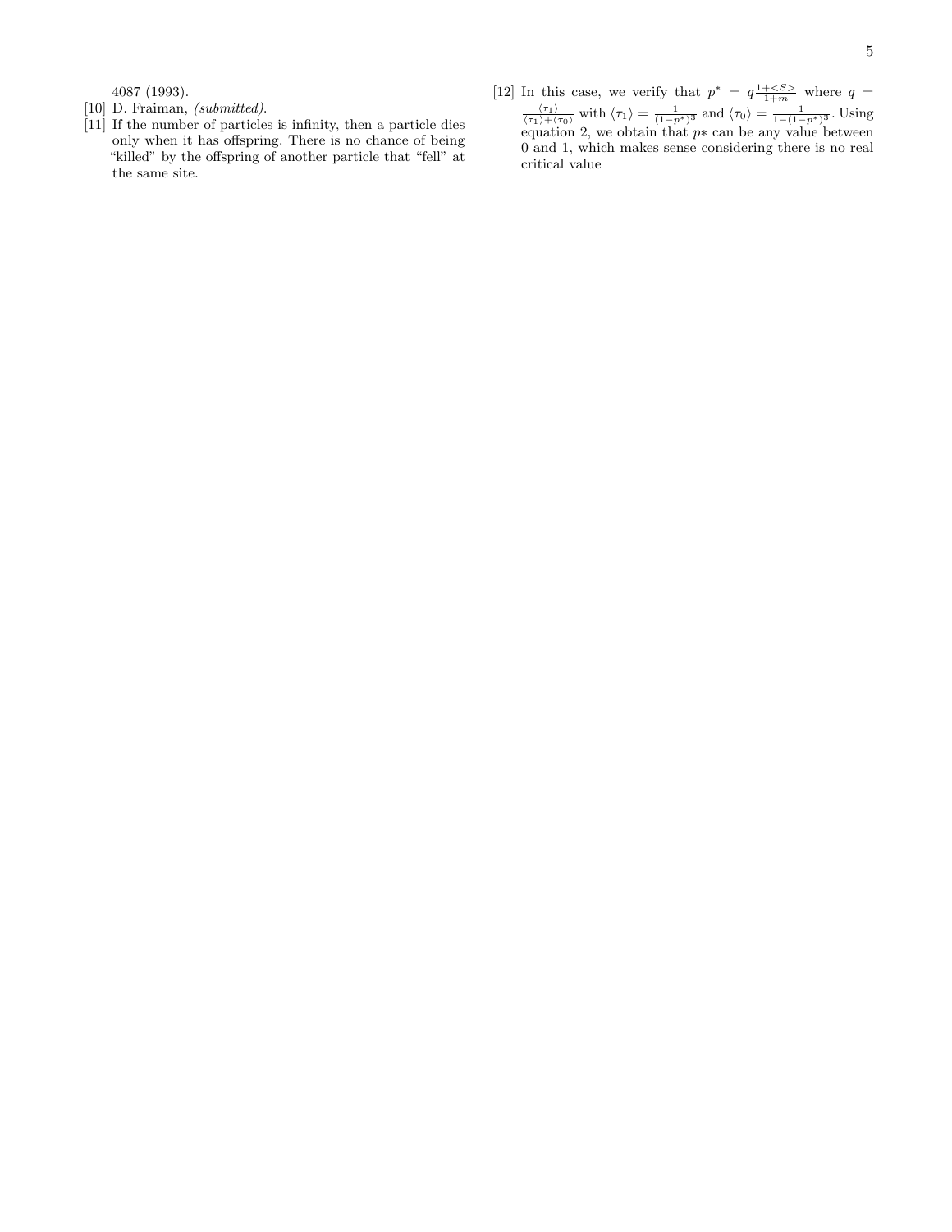4087 (1993).

[10] D. Fraiman, *(submitted)*.

[11] If the number of particles is infinity, then a particle dies only when it has offspring. There is no chance of being "killed" by the offspring of another particle that "fell" at the same site.

[12] In this case, we verify that $p^* = q\frac{1+<S>}{1+m}$ where $q = \frac{\langle\tau_1\rangle}{\langle\tau_1\rangle+\langle\tau_0\rangle}$ with $\langle\tau_1\rangle = \frac{1}{(1-p^*)^3}$ and $\langle\tau_0\rangle = \frac{1}{1-(1-p^*)^3}$. Using equation 2, we obtain that $p*$ can be any value between 0 and 1, which makes sense considering there is no real critical value